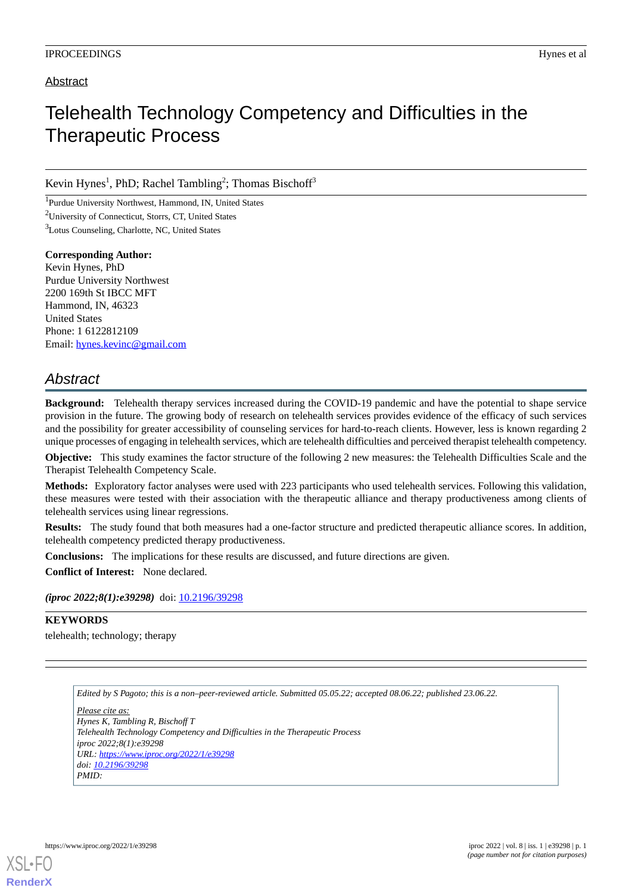Abstract

# Telehealth Technology Competency and Difficulties in the Therapeutic Process

Kevin Hynes[1], PhD; Rachel Tambling[2]; Thomas Bischoff[3]

[1]Purdue University Northwest, Hammond, IN, United States

[2]University of Connecticut, Storrs, CT, United States

[3]Lotus Counseling, Charlotte, NC, United States

**Corresponding Author:**
Kevin Hynes, PhD
Purdue University Northwest
2200 169th St IBCC MFT
Hammond, IN, 46323
United States
Phone: 1 6122812109
Email: hynes.kevinc@gmail.com

## Abstract

**Background:** Telehealth therapy services increased during the COVID-19 pandemic and have the potential to shape service provision in the future. The growing body of research on telehealth services provides evidence of the efficacy of such services and the possibility for greater accessibility of counseling services for hard-to-reach clients. However, less is known regarding 2 unique processes of engaging in telehealth services, which are telehealth difficulties and perceived therapist telehealth competency.

**Objective:** This study examines the factor structure of the following 2 new measures: the Telehealth Difficulties Scale and the Therapist Telehealth Competency Scale.

**Methods:** Exploratory factor analyses were used with 223 participants who used telehealth services. Following this validation, these measures were tested with their association with the therapeutic alliance and therapy productiveness among clients of telehealth services using linear regressions.

**Results:** The study found that both measures had a one-factor structure and predicted therapeutic alliance scores. In addition, telehealth competency predicted therapy productiveness.

**Conclusions:** The implications for these results are discussed, and future directions are given.

**Conflict of Interest:** None declared.

***(iproc 2022;8(1):e39298)*** doi: 10.2196/39298

**KEYWORDS**

telehealth; technology; therapy

*Edited by S Pagoto; this is a non–peer-reviewed article. Submitted 05.05.22; accepted 08.06.22; published 23.06.22.*

*Please cite as:*
*Hynes K, Tambling R, Bischoff T*
*Telehealth Technology Competency and Difficulties in the Therapeutic Process*
*iproc 2022;8(1):e39298*
*URL: https://www.iproc.org/2022/1/e39298*
*doi: 10.2196/39298*
*PMID:*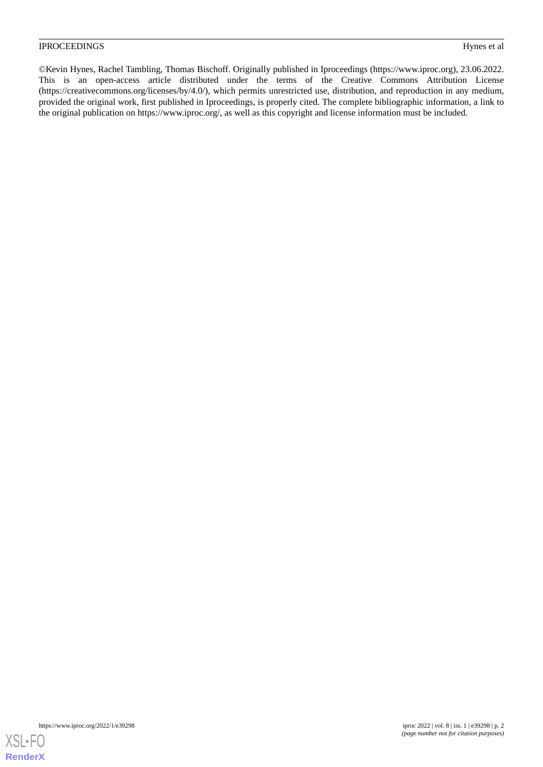©Kevin Hynes, Rachel Tambling, Thomas Bischoff. Originally published in Iproceedings (https://www.iproc.org), 23.06.2022. This is an open-access article distributed under the terms of the Creative Commons Attribution License (https://creativecommons.org/licenses/by/4.0/), which permits unrestricted use, distribution, and reproduction in any medium, provided the original work, first published in Iproceedings, is properly cited. The complete bibliographic information, a link to the original publication on https://www.iproc.org/, as well as this copyright and license information must be included.